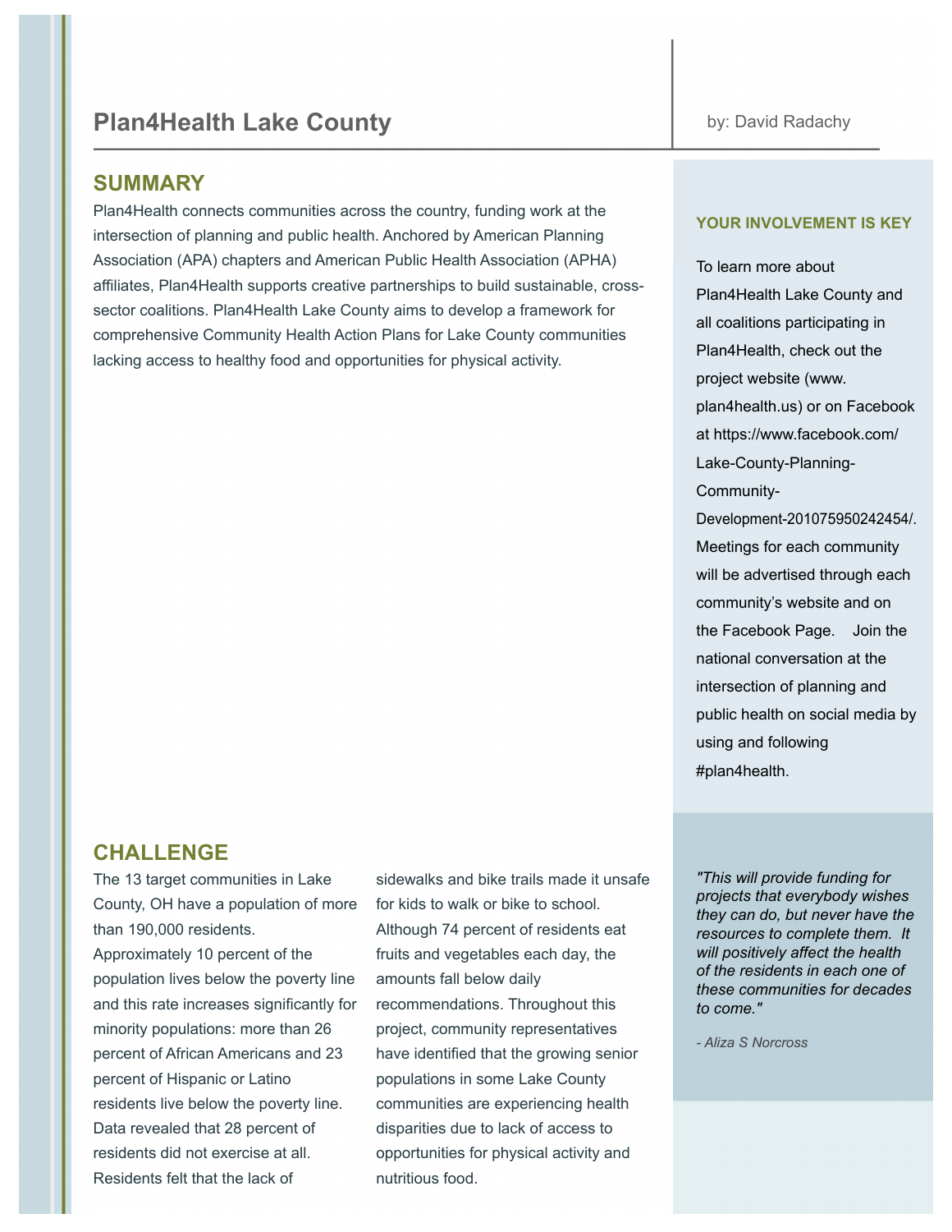# Plan4Health Lake County

by: David Radachy

## SUMMARY

Plan4Health connects communities across the country, funding work at the intersection of planning and public health. Anchored by American Planning Association (APA) chapters and American Public Health Association (APHA) affiliates, Plan4Health supports creative partnerships to build sustainable, cross-sector coalitions. Plan4Health Lake County aims to develop a framework for comprehensive Community Health Action Plans for Lake County communities lacking access to healthy food and opportunities for physical activity.

## CHALLENGE

The 13 target communities in Lake County, OH have a population of more than 190,000 residents. Approximately 10 percent of the population lives below the poverty line and this rate increases significantly for minority populations: more than 26 percent of African Americans and 23 percent of Hispanic or Latino residents live below the poverty line. Data revealed that 28 percent of residents did not exercise at all. Residents felt that the lack of sidewalks and bike trails made it unsafe for kids to walk or bike to school. Although 74 percent of residents eat fruits and vegetables each day, the amounts fall below daily recommendations. Throughout this project, community representatives have identified that the growing senior populations in some Lake County communities are experiencing health disparities due to lack of access to opportunities for physical activity and nutritious food.

### YOUR INVOLVEMENT IS KEY

To learn more about Plan4Health Lake County and all coalitions participating in Plan4Health, check out the project website (www.plan4health.us) or on Facebook at https://www.facebook.com/Lake-County-Planning-Community-Development-201075950242454/. Meetings for each community will be advertised through each community's website and on the Facebook Page. Join the national conversation at the intersection of planning and public health on social media by using and following #plan4health.

*"This will provide funding for projects that everybody wishes they can do, but never have the resources to complete them. It will positively affect the health of the residents in each one of these communities for decades to come."*

*- Aliza S Norcross*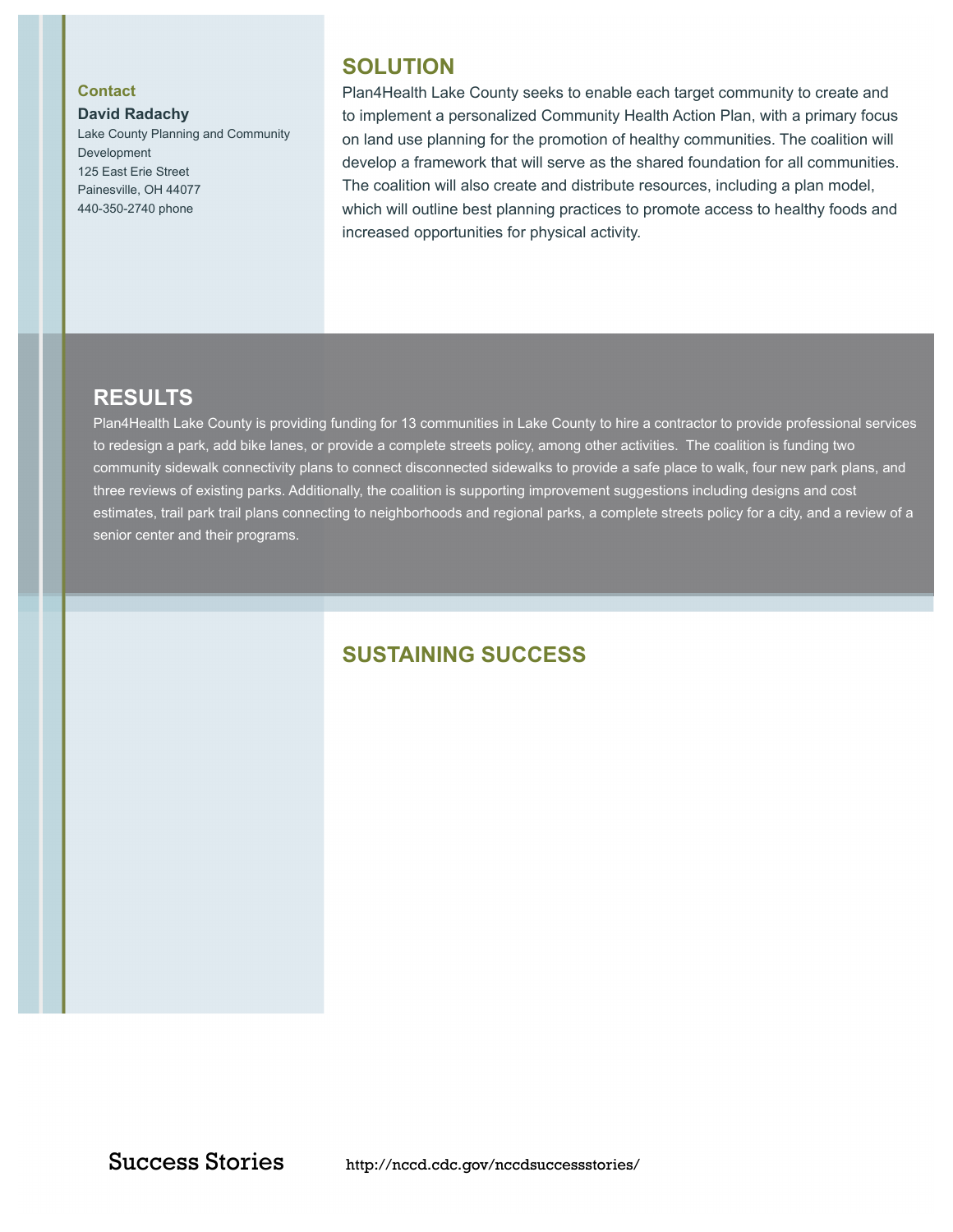**Contact**

**David Radachy**

Lake County Planning and Community Development
125 East Erie Street
Painesville, OH 44077
440-350-2740 phone

## SOLUTION

Plan4Health Lake County seeks to enable each target community to create and to implement a personalized Community Health Action Plan, with a primary focus on land use planning for the promotion of healthy communities. The coalition will develop a framework that will serve as the shared foundation for all communities. The coalition will also create and distribute resources, including a plan model, which will outline best planning practices to promote access to healthy foods and increased opportunities for physical activity.

## RESULTS

Plan4Health Lake County is providing funding for 13 communities in Lake County to hire a contractor to provide professional services to redesign a park, add bike lanes, or provide a complete streets policy, among other activities. The coalition is funding two community sidewalk connectivity plans to connect disconnected sidewalks to provide a safe place to walk, four new park plans, and three reviews of existing parks. Additionally, the coalition is supporting improvement suggestions including designs and cost estimates, trail park trail plans connecting to neighborhoods and regional parks, a complete streets policy for a city, and a review of a senior center and their programs.

## SUSTAINING SUCCESS

Success Stories http://nccd.cdc.gov/nccdsuccessstories/